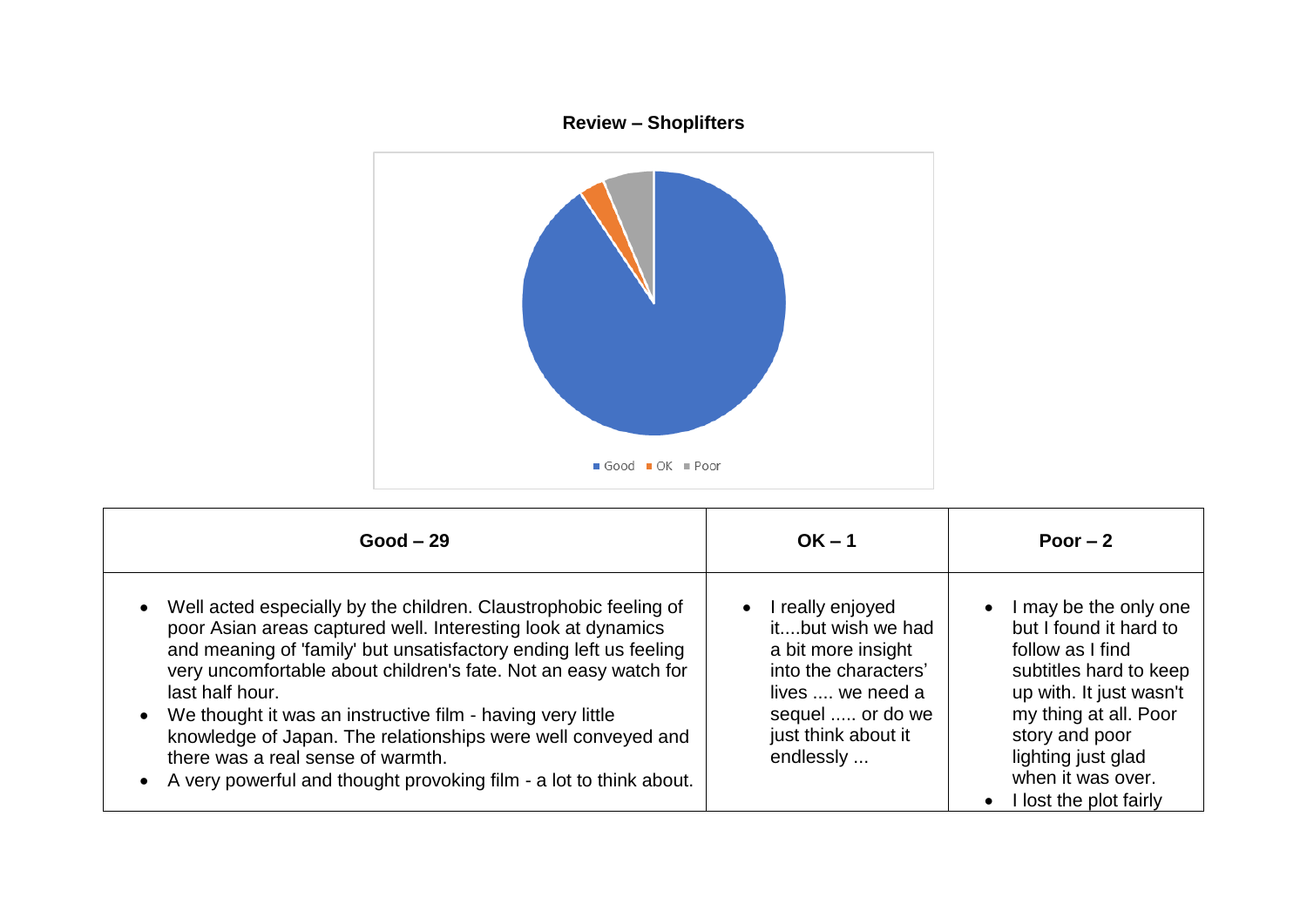## Review – Shoplifters

Good OK Poor

| Good – 29 | OK – 1 | Poor – 2 |
|---|---|---|
| • Well acted especially by the children. Claustrophobic feeling of poor Asian areas captured well. Interesting look at dynamics and meaning of 'family' but unsatisfactory ending left us feeling very uncomfortable about children's fate. Not an easy watch for last half hour.<br>• We thought it was an instructive film - having very little knowledge of Japan. The relationships were well conveyed and there was a real sense of warmth.<br>• A very powerful and thought provoking film - a lot to think about. | • I really enjoyed it....but wish we had a bit more insight into the characters' lives .... we need a sequel ..... or do we just think about it endlessly ... | • I may be the only one but I found it hard to follow as I find subtitles hard to keep up with. It just wasn't my thing at all. Poor story and poor lighting just glad when it was over.<br>• I lost the plot fairly |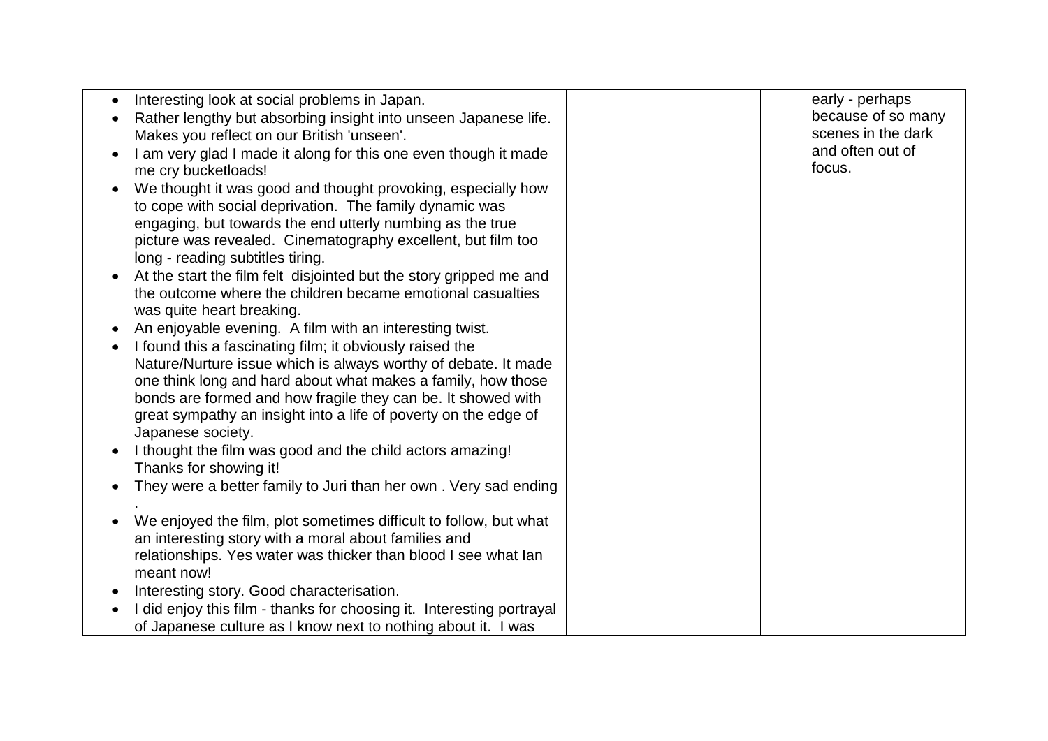| | | |
|---|---|---|
| • Interesting look at social problems in Japan.<br>• Rather lengthy but absorbing insight into unseen Japanese life. Makes you reflect on our British 'unseen'.<br>• I am very glad I made it along for this one even though it made me cry bucketloads!<br>• We thought it was good and thought provoking, especially how to cope with social deprivation. The family dynamic was engaging, but towards the end utterly numbing as the true picture was revealed. Cinematography excellent, but film too long - reading subtitles tiring.<br>• At the start the film felt disjointed but the story gripped me and the outcome where the children became emotional casualties was quite heart breaking.<br>• An enjoyable evening. A film with an interesting twist.<br>• I found this a fascinating film; it obviously raised the Nature/Nurture issue which is always worthy of debate. It made one think long and hard about what makes a family, how those bonds are formed and how fragile they can be. It showed with great sympathy an insight into a life of poverty on the edge of Japanese society.<br>• I thought the film was good and the child actors amazing! Thanks for showing it!<br>• They were a better family to Juri than her own . Very sad ending .<br>• We enjoyed the film, plot sometimes difficult to follow, but what an interesting story with a moral about families and relationships. Yes water was thicker than blood I see what Ian meant now!<br>• Interesting story. Good characterisation.<br>• I did enjoy this film - thanks for choosing it. Interesting portrayal of Japanese culture as I know next to nothing about it. I was | | early - perhaps because of so many scenes in the dark and often out of focus. |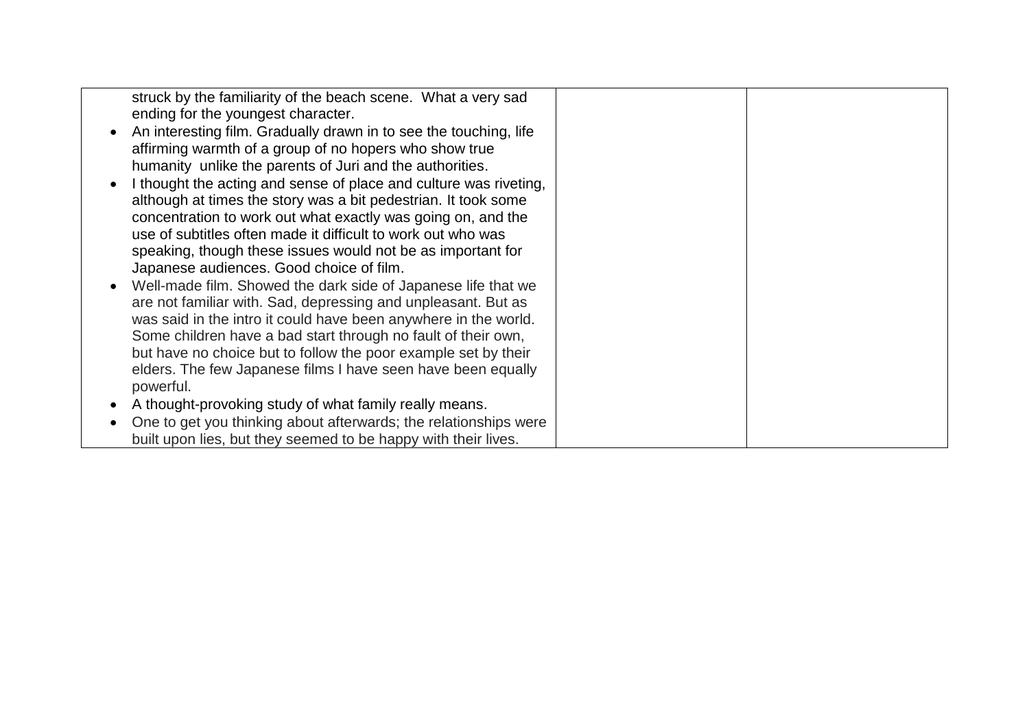| | | |
|---|---|---|
| struck by the familiarity of the beach scene. What a very sad ending for the youngest character.<br>• An interesting film. Gradually drawn in to see the touching, life affirming warmth of a group of no hopers who show true humanity unlike the parents of Juri and the authorities.<br>• I thought the acting and sense of place and culture was riveting, although at times the story was a bit pedestrian. It took some concentration to work out what exactly was going on, and the use of subtitles often made it difficult to work out who was speaking, though these issues would not be as important for Japanese audiences. Good choice of film.<br>• Well-made film. Showed the dark side of Japanese life that we are not familiar with. Sad, depressing and unpleasant. But as was said in the intro it could have been anywhere in the world. Some children have a bad start through no fault of their own, but have no choice but to follow the poor example set by their elders. The few Japanese films I have seen have been equally powerful.<br>• A thought-provoking study of what family really means.<br>• One to get you thinking about afterwards; the relationships were built upon lies, but they seemed to be happy with their lives. | | |